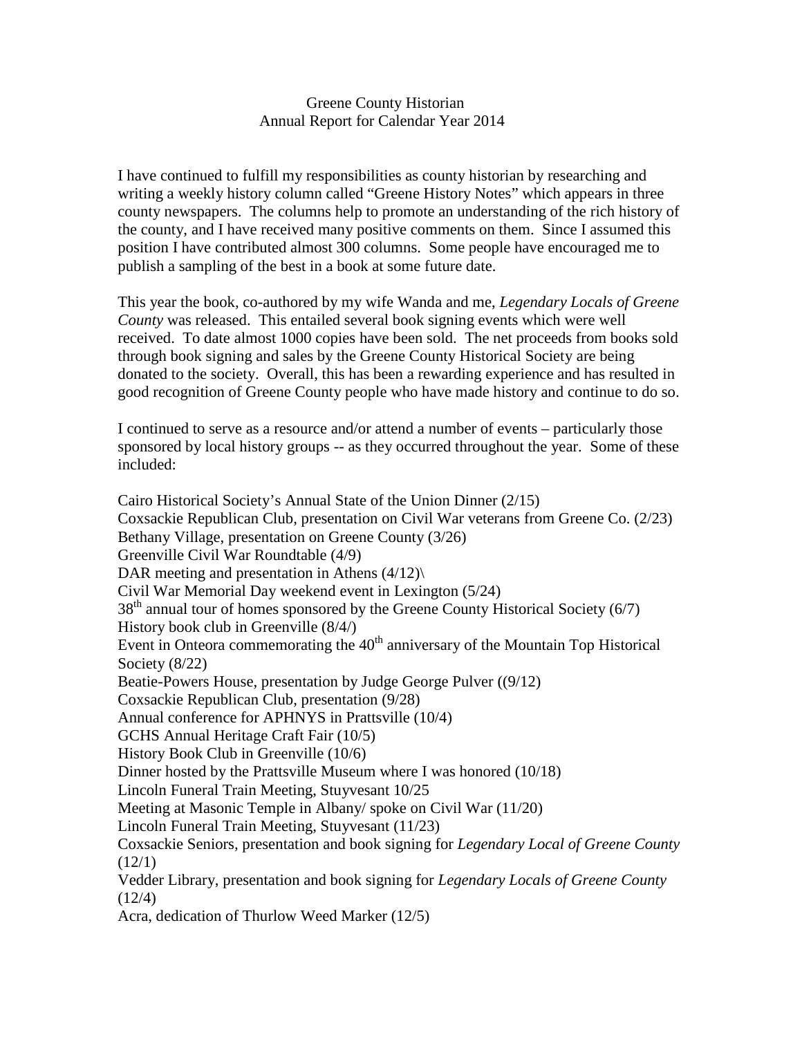# Greene County Historian
## Annual Report for Calendar Year 2014

I have continued to fulfill my responsibilities as county historian by researching and writing a weekly history column called "Greene History Notes" which appears in three county newspapers. The columns help to promote an understanding of the rich history of the county, and I have received many positive comments on them. Since I assumed this position I have contributed almost 300 columns. Some people have encouraged me to publish a sampling of the best in a book at some future date.

This year the book, co-authored by my wife Wanda and me, *Legendary Locals of Greene County* was released. This entailed several book signing events which were well received. To date almost 1000 copies have been sold. The net proceeds from books sold through book signing and sales by the Greene County Historical Society are being donated to the society. Overall, this has been a rewarding experience and has resulted in good recognition of Greene County people who have made history and continue to do so.

I continued to serve as a resource and/or attend a number of events – particularly those sponsored by local history groups -- as they occurred throughout the year. Some of these included:

Cairo Historical Society's Annual State of the Union Dinner (2/15)
Coxsackie Republican Club, presentation on Civil War veterans from Greene Co. (2/23)
Bethany Village, presentation on Greene County (3/26)
Greenville Civil War Roundtable (4/9)
DAR meeting and presentation in Athens (4/12)\
Civil War Memorial Day weekend event in Lexington (5/24)
38th annual tour of homes sponsored by the Greene County Historical Society (6/7)
History book club in Greenville (8/4/)
Event in Onteora commemorating the 40th anniversary of the Mountain Top Historical Society (8/22)
Beatie-Powers House, presentation by Judge George Pulver ((9/12)
Coxsackie Republican Club, presentation (9/28)
Annual conference for APHNYS in Prattsville (10/4)
GCHS Annual Heritage Craft Fair (10/5)
History Book Club in Greenville (10/6)
Dinner hosted by the Prattsville Museum where I was honored (10/18)
Lincoln Funeral Train Meeting, Stuyvesant 10/25
Meeting at Masonic Temple in Albany/ spoke on Civil War (11/20)
Lincoln Funeral Train Meeting, Stuyvesant (11/23)
Coxsackie Seniors, presentation and book signing for *Legendary Local of Greene County* (12/1)
Vedder Library, presentation and book signing for *Legendary Locals of Greene County* (12/4)
Acra, dedication of Thurlow Weed Marker (12/5)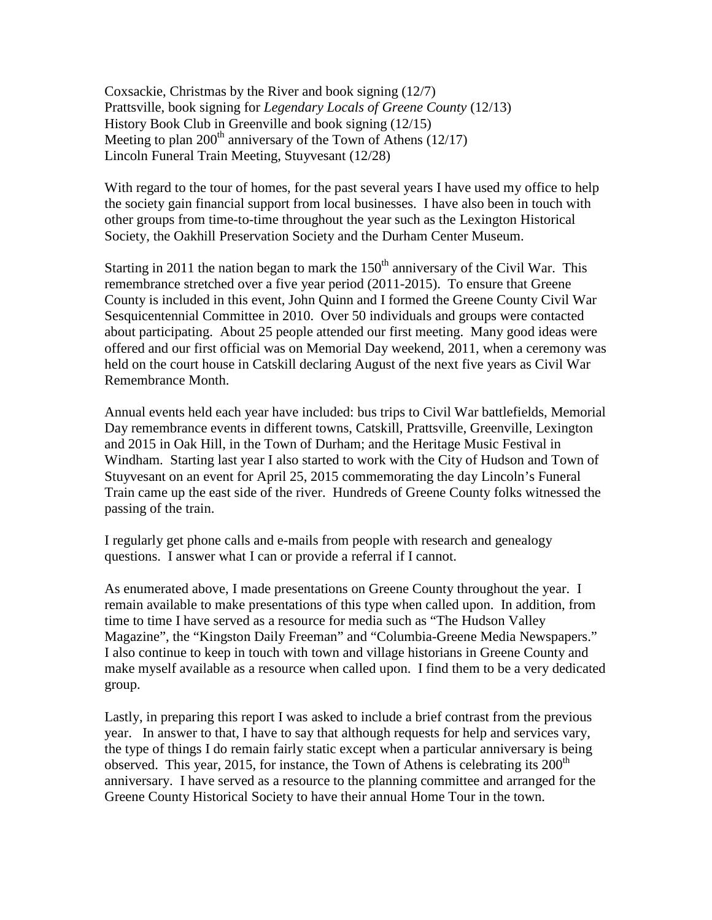Coxsackie, Christmas by the River and book signing (12/7)
Prattsville, book signing for *Legendary Locals of Greene County* (12/13)
History Book Club in Greenville and book signing (12/15)
Meeting to plan 200th anniversary of the Town of Athens (12/17)
Lincoln Funeral Train Meeting, Stuyvesant (12/28)

With regard to the tour of homes, for the past several years I have used my office to help the society gain financial support from local businesses. I have also been in touch with other groups from time-to-time throughout the year such as the Lexington Historical Society, the Oakhill Preservation Society and the Durham Center Museum.

Starting in 2011 the nation began to mark the 150th anniversary of the Civil War. This remembrance stretched over a five year period (2011-2015). To ensure that Greene County is included in this event, John Quinn and I formed the Greene County Civil War Sesquicentennial Committee in 2010. Over 50 individuals and groups were contacted about participating. About 25 people attended our first meeting. Many good ideas were offered and our first official was on Memorial Day weekend, 2011, when a ceremony was held on the court house in Catskill declaring August of the next five years as Civil War Remembrance Month.

Annual events held each year have included: bus trips to Civil War battlefields, Memorial Day remembrance events in different towns, Catskill, Prattsville, Greenville, Lexington and 2015 in Oak Hill, in the Town of Durham; and the Heritage Music Festival in Windham. Starting last year I also started to work with the City of Hudson and Town of Stuyvesant on an event for April 25, 2015 commemorating the day Lincoln's Funeral Train came up the east side of the river. Hundreds of Greene County folks witnessed the passing of the train.

I regularly get phone calls and e-mails from people with research and genealogy questions. I answer what I can or provide a referral if I cannot.

As enumerated above, I made presentations on Greene County throughout the year. I remain available to make presentations of this type when called upon. In addition, from time to time I have served as a resource for media such as "The Hudson Valley Magazine", the "Kingston Daily Freeman" and "Columbia-Greene Media Newspapers." I also continue to keep in touch with town and village historians in Greene County and make myself available as a resource when called upon. I find them to be a very dedicated group.

Lastly, in preparing this report I was asked to include a brief contrast from the previous year. In answer to that, I have to say that although requests for help and services vary, the type of things I do remain fairly static except when a particular anniversary is being observed. This year, 2015, for instance, the Town of Athens is celebrating its 200th anniversary. I have served as a resource to the planning committee and arranged for the Greene County Historical Society to have their annual Home Tour in the town.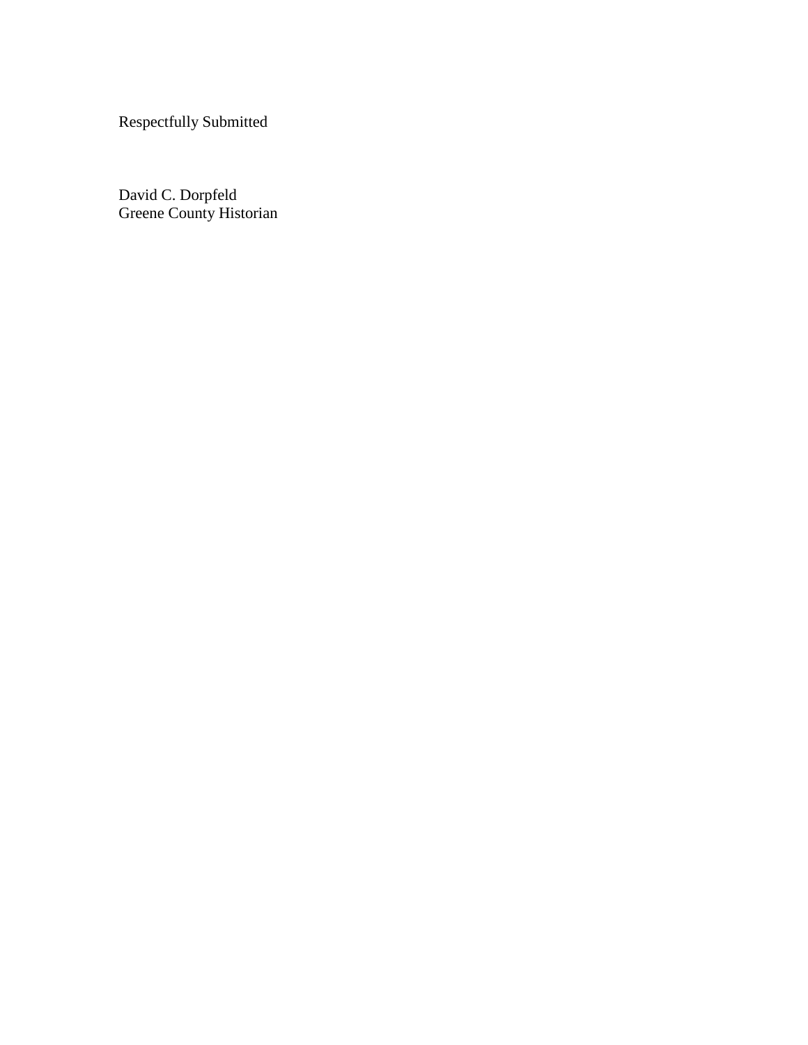Respectfully Submitted

David C. Dorpfeld
Greene County Historian